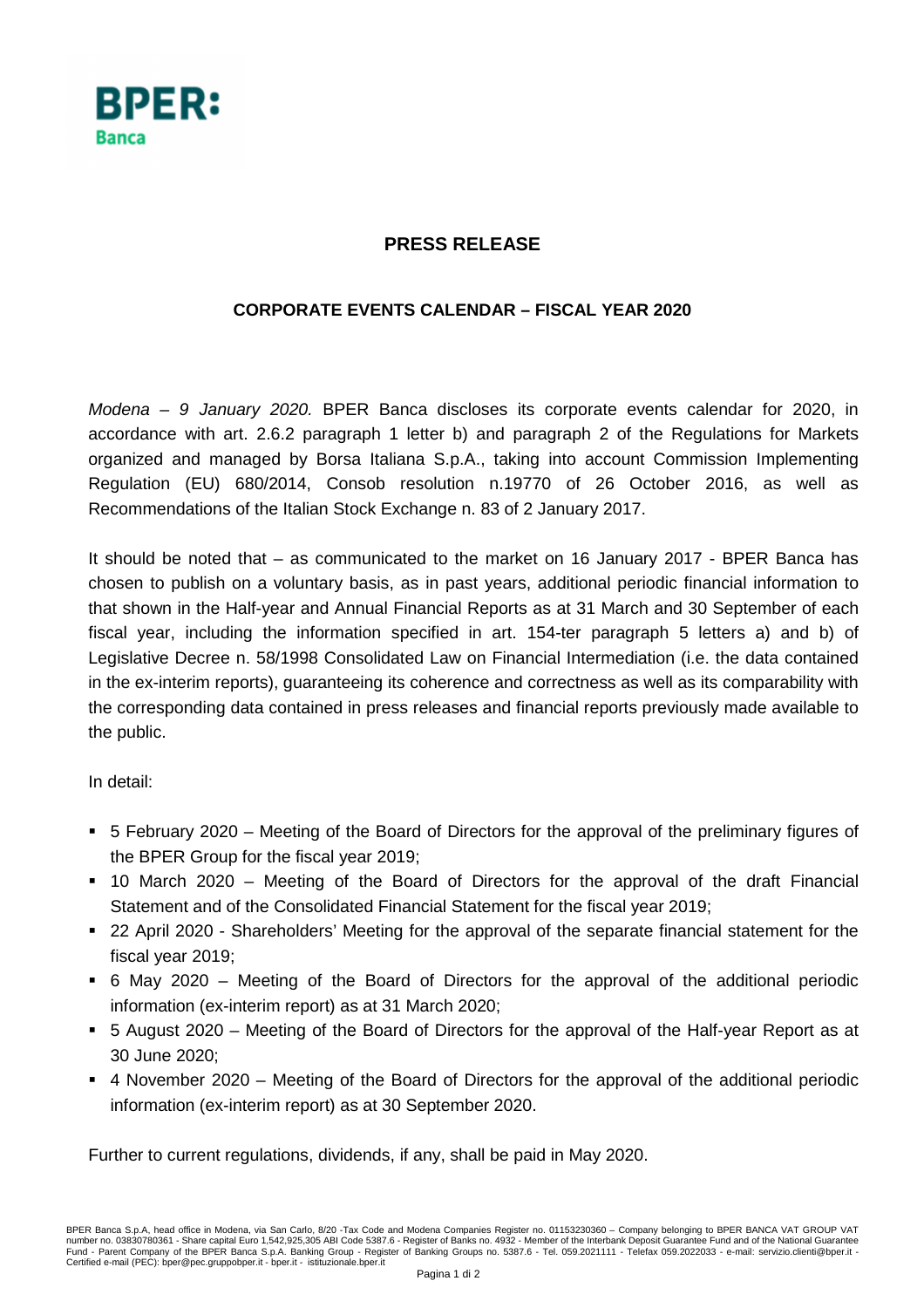BPER: Banca

# PRESS RELEASE

## CORPORATE EVENTS CALENDAR – FISCAL YEAR 2020

*Modena – 9 January 2020*. BPER Banca discloses its corporate events calendar for 2020, in accordance with art. 2.6.2 paragraph 1 letter b) and paragraph 2 of the Regulations for Markets organized and managed by Borsa Italiana S.p.A., taking into account Commission Implementing Regulation (EU) 680/2014, Consob resolution n.19770 of 26 October 2016, as well as Recommendations of the Italian Stock Exchange n. 83 of 2 January 2017.

It should be noted that – as communicated to the market on 16 January 2017 - BPER Banca has chosen to publish on a voluntary basis, as in past years, additional periodic financial information to that shown in the Half-year and Annual Financial Reports as at 31 March and 30 September of each fiscal year, including the information specified in art. 154-ter paragraph 5 letters a) and b) of Legislative Decree n. 58/1998 Consolidated Law on Financial Intermediation (i.e. the data contained in the ex-interim reports), guaranteeing its coherence and correctness as well as its comparability with the corresponding data contained in press releases and financial reports previously made available to the public.

In detail:

- 5 February 2020 – Meeting of the Board of Directors for the approval of the preliminary figures of the BPER Group for the fiscal year 2019;
- 10 March 2020 – Meeting of the Board of Directors for the approval of the draft Financial Statement and of the Consolidated Financial Statement for the fiscal year 2019;
- 22 April 2020 - Shareholders' Meeting for the approval of the separate financial statement for the fiscal year 2019;
- 6 May 2020 – Meeting of the Board of Directors for the approval of the additional periodic information (ex-interim report) as at 31 March 2020;
- 5 August 2020 – Meeting of the Board of Directors for the approval of the Half-year Report as at 30 June 2020;
- 4 November 2020 – Meeting of the Board of Directors for the approval of the additional periodic information (ex-interim report) as at 30 September 2020.

Further to current regulations, dividends, if any, shall be paid in May 2020.

BPER Banca S.p.A, head office in Modena, via San Carlo, 8/20 -Tax Code and Modena Companies Register no. 01153230360 – Company belonging to BPER BANCA VAT GROUP VAT number no. 03830780361 - Share capital Euro 1,542,925,305 ABI Code 5387.6 - Register of Banks no. 4932 - Member of the Interbank Deposit Guarantee Fund and of the National Guarantee Fund - Parent Company of the BPER Banca S.p.A. Banking Group - Register of Banking Groups no. 5387.6 - Tel. 059.2021111 - Telefax 059.2022033 - e-mail: servizio.clienti@bper.it - Certified e-mail (PEC): bper@pec.gruppobper.it - bper.it - istituzionale.bper.it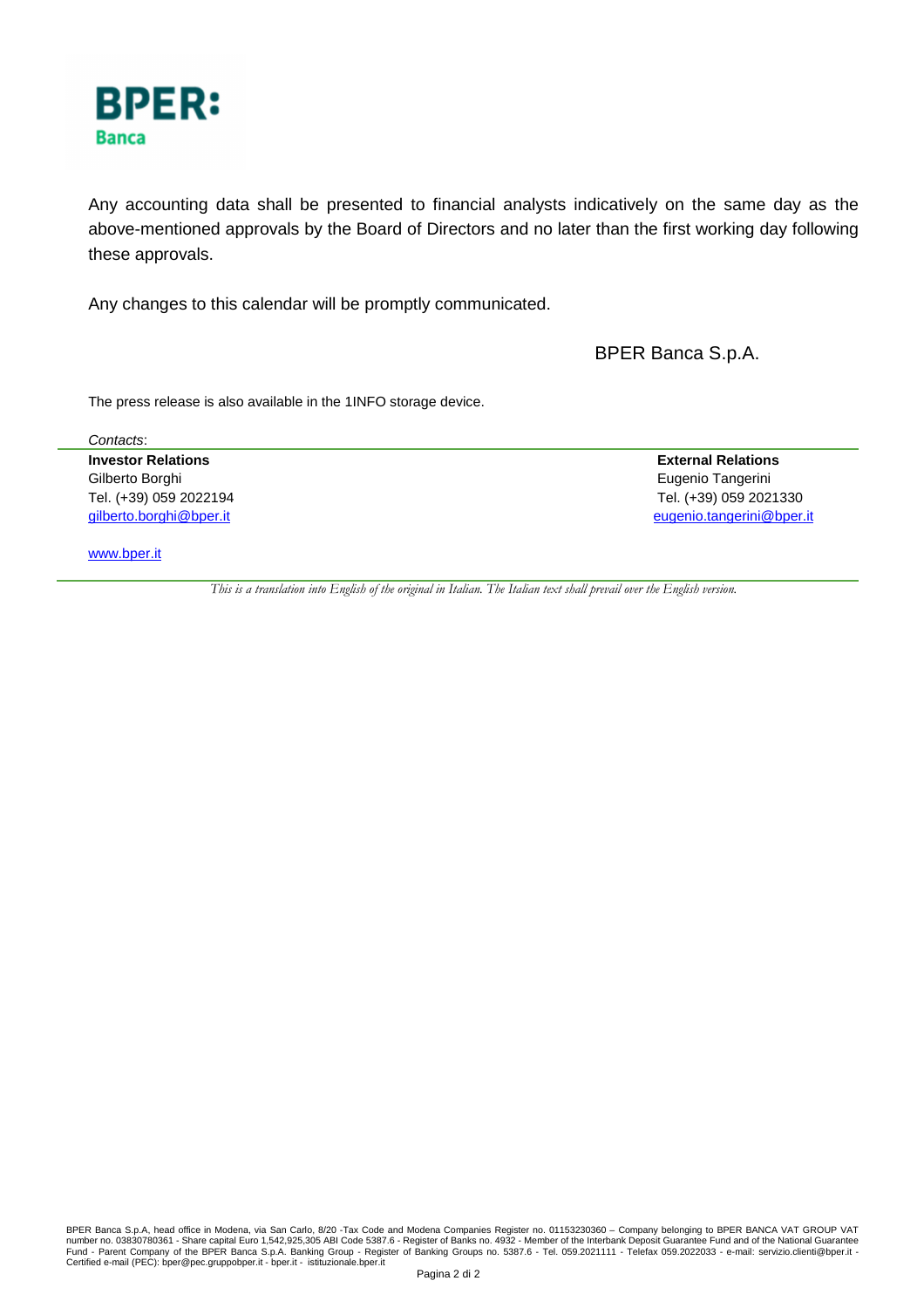Any accounting data shall be presented to financial analysts indicatively on the same day as the above-mentioned approvals by the Board of Directors and no later than the first working day following these approvals.

Any changes to this calendar will be promptly communicated.

BPER Banca S.p.A.

The press release is also available in the 1INFO storage device.

*Contacts*:

**Investor Relations**
Gilberto Borghi
Tel. (+39) 059 2022194
gilberto.borghi@bper.it

**External Relations**
Eugenio Tangerini
Tel. (+39) 059 2021330
eugenio.tangerini@bper.it

www.bper.it

*This is a translation into English of the original in Italian. The Italian text shall prevail over the English version.*

BPER Banca S.p.A, head office in Modena, via San Carlo, 8/20 -Tax Code and Modena Companies Register no. 01153230360 – Company belonging to BPER BANCA VAT GROUP VAT number no. 03830780361 - Share capital Euro 1,542,925,305 ABI Code 5387.6 - Register of Banks no. 4932 - Member of the Interbank Deposit Guarantee Fund and of the National Guarantee Fund - Parent Company of the BPER Banca S.p.A. Banking Group - Register of Banking Groups no. 5387.6 - Tel. 059.2021111 - Telefax 059.2022033 - e-mail: servizio.clienti@bper.it - Certified e-mail (PEC): bper@pec.gruppobper.it - bper.it - istituzionale.bper.it